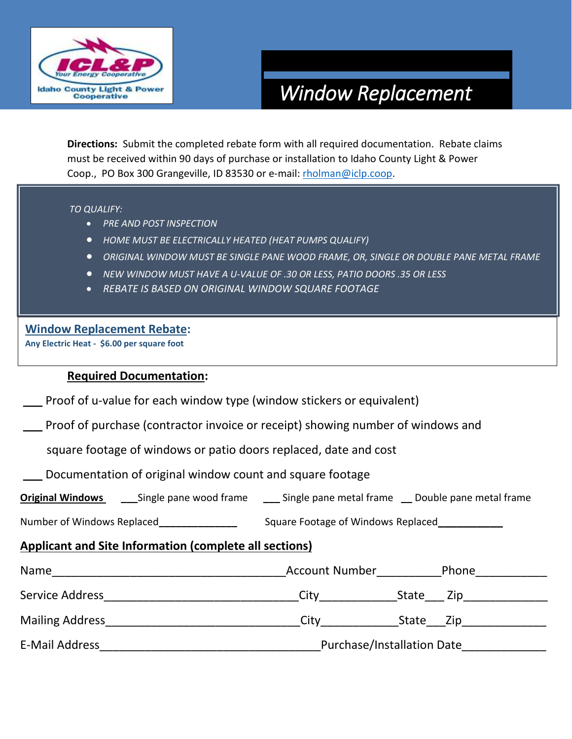ICL&P Your Energy Cooperative
Idaho County Light & Power Cooperative

# Window Replacement

**Directions:** Submit the completed rebate form with all required documentation. Rebate claims must be received within 90 days of purchase or installation to Idaho County Light & Power Coop., PO Box 300 Grangeville, ID 83530 or e-mail: rholman@iclp.coop.

*TO QUALIFY:*

- *PRE AND POST INSPECTION*
- *HOME MUST BE ELECTRICALLY HEATED (HEAT PUMPS QUALIFY)*
- *ORIGINAL WINDOW MUST BE SINGLE PANE WOOD FRAME, OR, SINGLE OR DOUBLE PANE METAL FRAME*
- *NEW WINDOW MUST HAVE A U-VALUE OF .30 OR LESS, PATIO DOORS .35 OR LESS*
- *REBATE IS BASED ON ORIGINAL WINDOW SQUARE FOOTAGE*

## Window Replacement Rebate:

**Any Electric Heat - $6.00 per square foot**

## Required Documentation:

___ Proof of u-value for each window type (window stickers or equivalent)

___ Proof of purchase (contractor invoice or receipt) showing number of windows and square footage of windows or patio doors replaced, date and cost

___ Documentation of original window count and square footage

**Original Windows** ___Single pane wood frame ___ Single pane metal frame __ Double pane metal frame

Number of Windows Replaced______________ Square Footage of Windows Replaced___________

## Applicant and Site Information (complete all sections)

Name____________________________________Account Number__________Phone___________

Service Address______________________________City____________State___ Zip_____________

Mailing Address______________________________City____________State___Zip_____________

E-Mail Address__________________________________Purchase/Installation Date_____________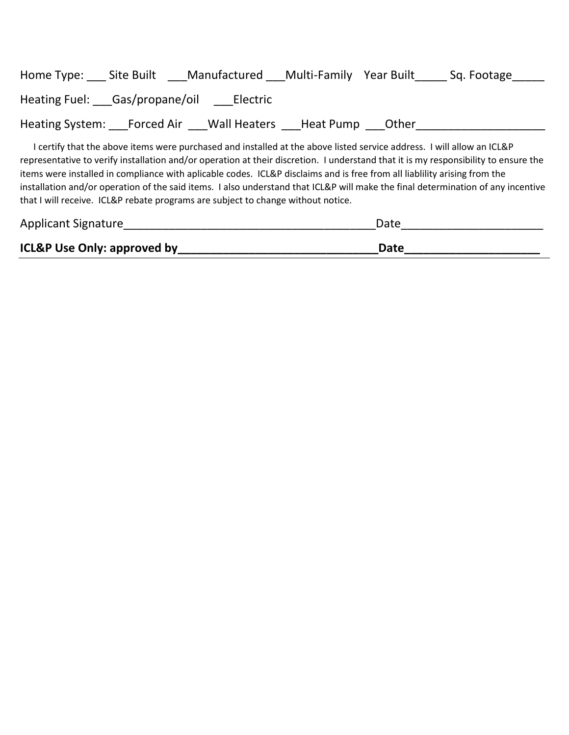Home Type: ___ Site Built ___Manufactured ___Multi-Family Year Built_____ Sq. Footage_____

Heating Fuel: ___Gas/propane/oil ___Electric

Heating System: ___Forced Air ___Wall Heaters ___Heat Pump ___Other___________________

I certify that the above items were purchased and installed at the above listed service address. I will allow an ICL&P representative to verify installation and/or operation at their discretion. I understand that it is my responsibility to ensure the items were installed in compliance with aplicable codes. ICL&P disclaims and is free from all liablility arising from the installation and/or operation of the said items. I also understand that ICL&P will make the final determination of any incentive that I will receive. ICL&P rebate programs are subject to change without notice.

Applicant Signature_______________________________________Date_____________________

**ICL&P Use Only: approved by_____________________________Date____________________**